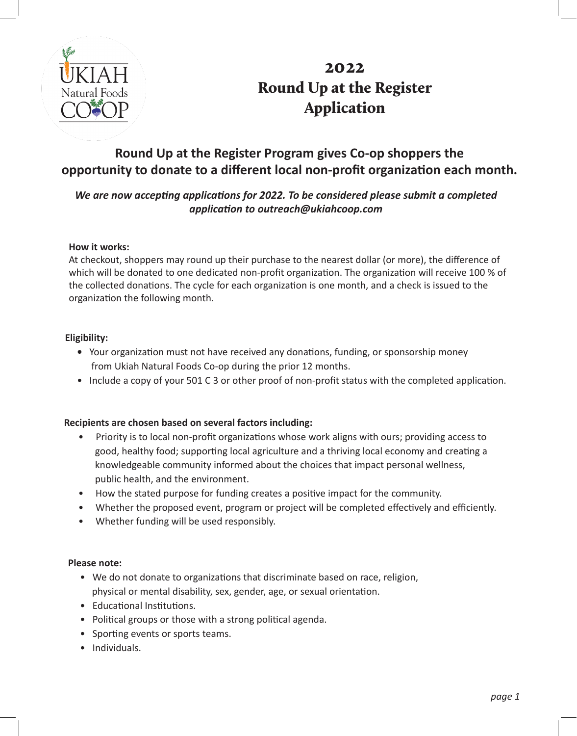# 2022
# Round Up at the Register
# Application

## Round Up at the Register Program gives Co-op shoppers the opportunity to donate to a different local non-profit organization each month.

***We are now accepting applications for 2022. To be considered please submit a completed application to outreach@ukiahcoop.com***

**How it works:**

At checkout, shoppers may round up their purchase to the nearest dollar (or more), the difference of which will be donated to one dedicated non-profit organization. The organization will receive 100 % of the collected donations. The cycle for each organization is one month, and a check is issued to the organization the following month.

**Eligibility:**

- Your organization must not have received any donations, funding, or sponsorship money from Ukiah Natural Foods Co-op during the prior 12 months.
- Include a copy of your 501 C 3 or other proof of non-profit status with the completed application.

**Recipients are chosen based on several factors including:**

- Priority is to local non-profit organizations whose work aligns with ours; providing access to good, healthy food; supporting local agriculture and a thriving local economy and creating a knowledgeable community informed about the choices that impact personal wellness, public health, and the environment.
- How the stated purpose for funding creates a positive impact for the community.
- Whether the proposed event, program or project will be completed effectively and efficiently.
- Whether funding will be used responsibly.

**Please note:**

- We do not donate to organizations that discriminate based on race, religion, physical or mental disability, sex, gender, age, or sexual orientation.
- Educational Institutions.
- Political groups or those with a strong political agenda.
- Sporting events or sports teams.
- Individuals.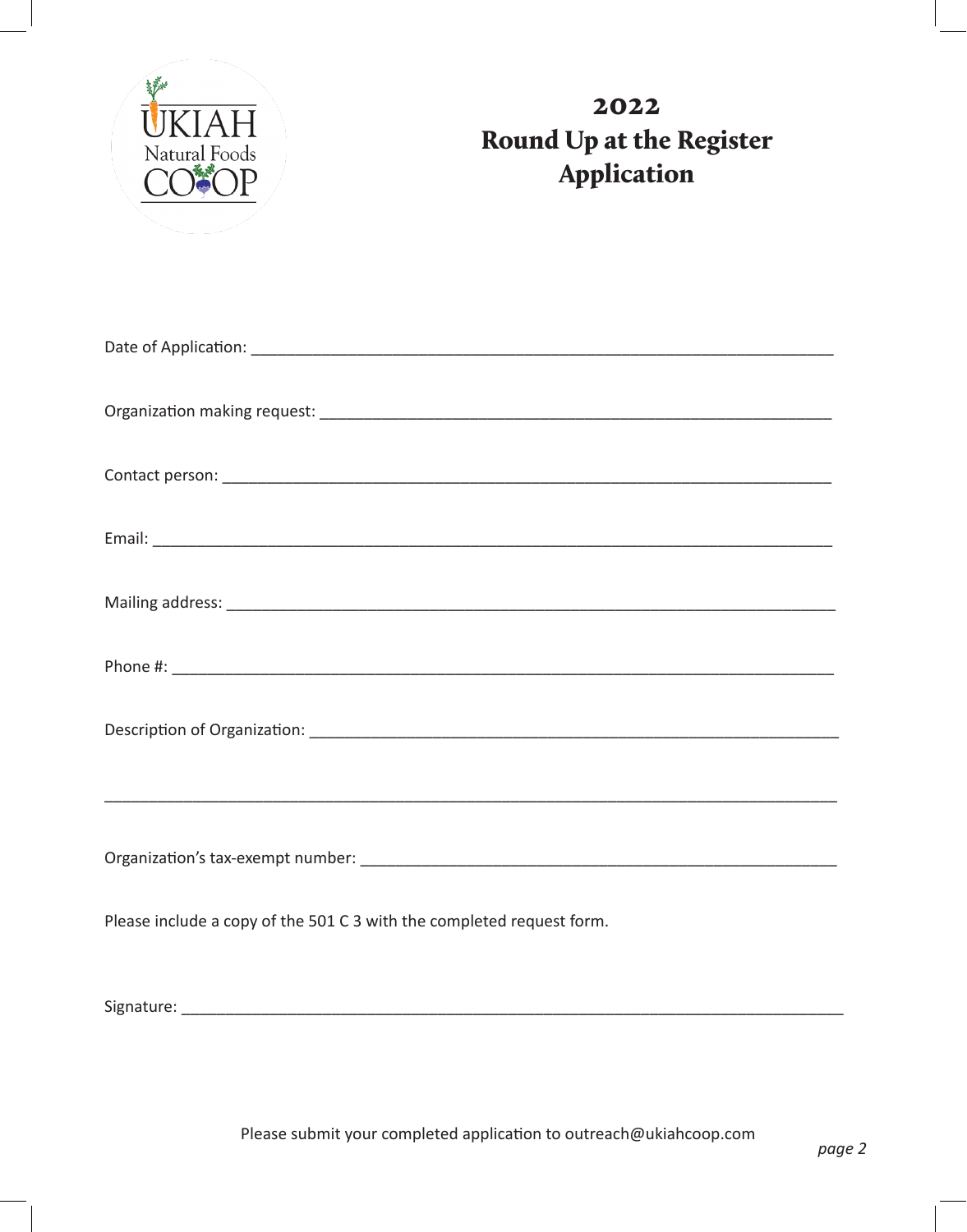# 2022
# Round Up at the Register Application

Date of Application: ______________________________________________________________________

Organization making request: _______________________________________________________________

Contact person: __________________________________________________________________________

Email: _________________________________________________________________________________

Mailing address: _________________________________________________________________________

Phone #: _______________________________________________________________________________

Description of Organization: _________________________________________________________________

________________________________________________________________________________________

Organization's tax-exempt number: ____________________________________________________

Please include a copy of the 501 C 3 with the completed request form.

Signature: ______________________________________________________________________________

Please submit your completed application to outreach@ukiahcoop.com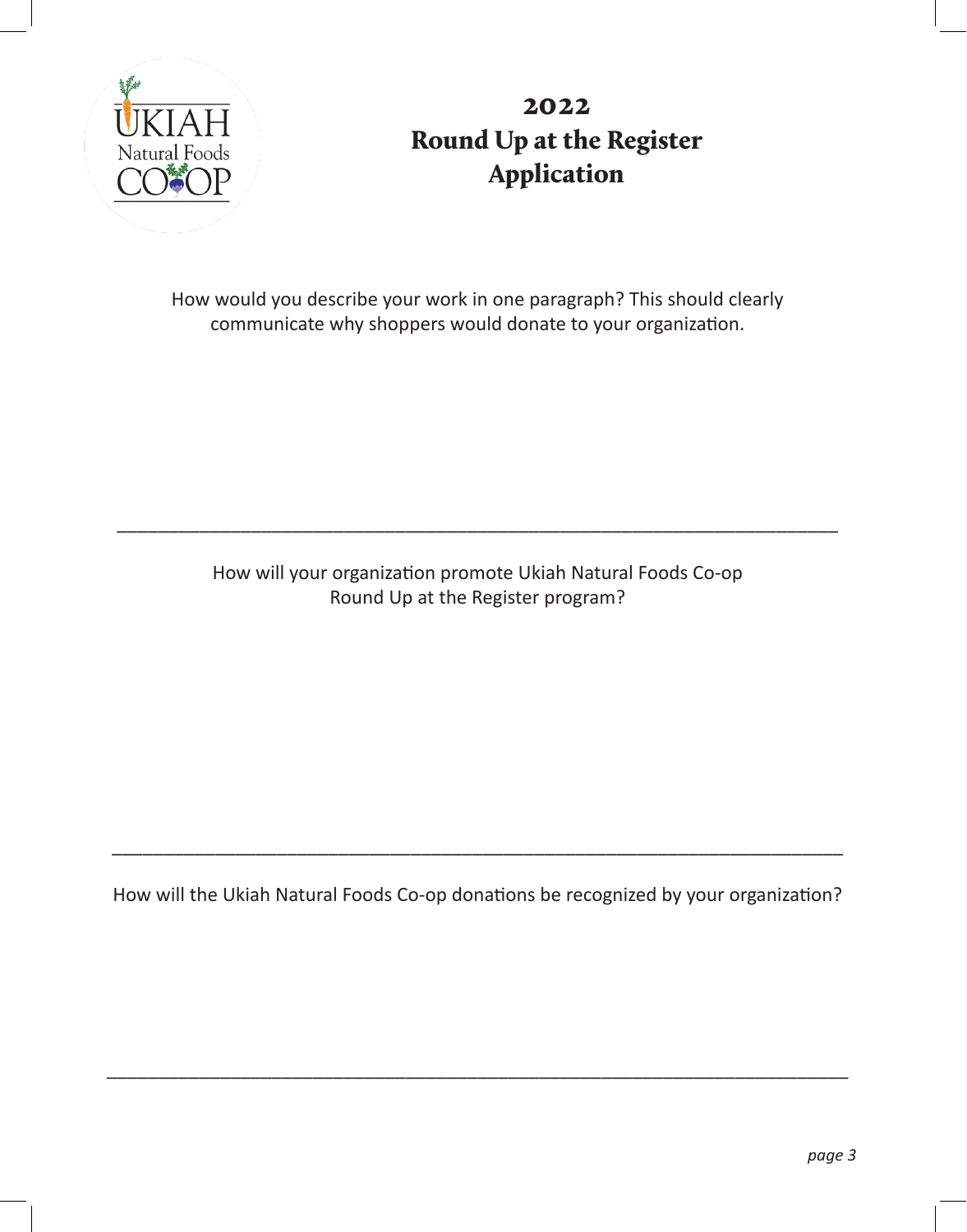# 2022 Round Up at the Register Application

How would you describe your work in one paragraph? This should clearly communicate why shoppers would donate to your organization.

---

How will your organization promote Ukiah Natural Foods Co-op Round Up at the Register program?

---

How will the Ukiah Natural Foods Co-op donations be recognized by your organization?

---